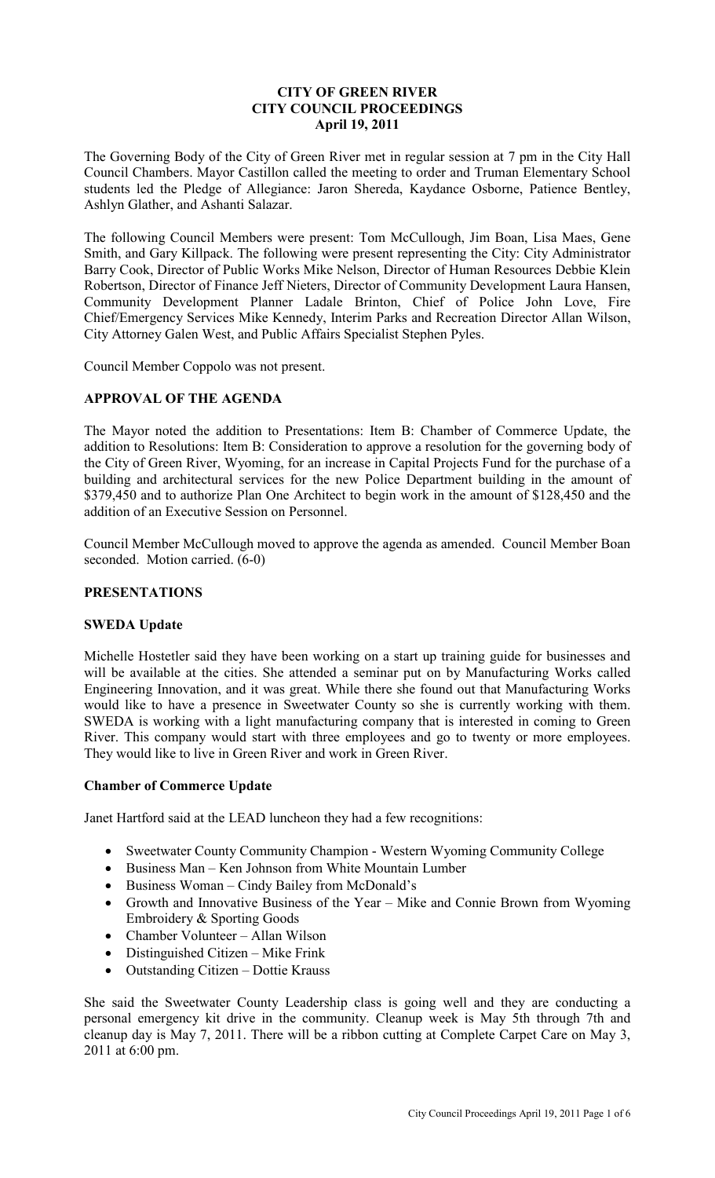# CITY OF GREEN RIVER
## CITY COUNCIL PROCEEDINGS
### April 19, 2011

The Governing Body of the City of Green River met in regular session at 7 pm in the City Hall Council Chambers. Mayor Castillon called the meeting to order and Truman Elementary School students led the Pledge of Allegiance: Jaron Shereda, Kaydance Osborne, Patience Bentley, Ashlyn Glather, and Ashanti Salazar.

The following Council Members were present: Tom McCullough, Jim Boan, Lisa Maes, Gene Smith, and Gary Killpack. The following were present representing the City: City Administrator Barry Cook, Director of Public Works Mike Nelson, Director of Human Resources Debbie Klein Robertson, Director of Finance Jeff Nieters, Director of Community Development Laura Hansen, Community Development Planner Ladale Brinton, Chief of Police John Love, Fire Chief/Emergency Services Mike Kennedy, Interim Parks and Recreation Director Allan Wilson, City Attorney Galen West, and Public Affairs Specialist Stephen Pyles.

Council Member Coppolo was not present.

## APPROVAL OF THE AGENDA

The Mayor noted the addition to Presentations: Item B: Chamber of Commerce Update, the addition to Resolutions: Item B: Consideration to approve a resolution for the governing body of the City of Green River, Wyoming, for an increase in Capital Projects Fund for the purchase of a building and architectural services for the new Police Department building in the amount of $379,450 and to authorize Plan One Architect to begin work in the amount of $128,450 and the addition of an Executive Session on Personnel.

Council Member McCullough moved to approve the agenda as amended. Council Member Boan seconded. Motion carried. (6-0)

## PRESENTATIONS

### SWEDA Update

Michelle Hostetler said they have been working on a start up training guide for businesses and will be available at the cities. She attended a seminar put on by Manufacturing Works called Engineering Innovation, and it was great. While there she found out that Manufacturing Works would like to have a presence in Sweetwater County so she is currently working with them. SWEDA is working with a light manufacturing company that is interested in coming to Green River. This company would start with three employees and go to twenty or more employees. They would like to live in Green River and work in Green River.

### Chamber of Commerce Update

Janet Hartford said at the LEAD luncheon they had a few recognitions:

- Sweetwater County Community Champion - Western Wyoming Community College
- Business Man – Ken Johnson from White Mountain Lumber
- Business Woman – Cindy Bailey from McDonald's
- Growth and Innovative Business of the Year – Mike and Connie Brown from Wyoming Embroidery & Sporting Goods
- Chamber Volunteer – Allan Wilson
- Distinguished Citizen – Mike Frink
- Outstanding Citizen – Dottie Krauss

She said the Sweetwater County Leadership class is going well and they are conducting a personal emergency kit drive in the community. Cleanup week is May 5th through 7th and cleanup day is May 7, 2011. There will be a ribbon cutting at Complete Carpet Care on May 3, 2011 at 6:00 pm.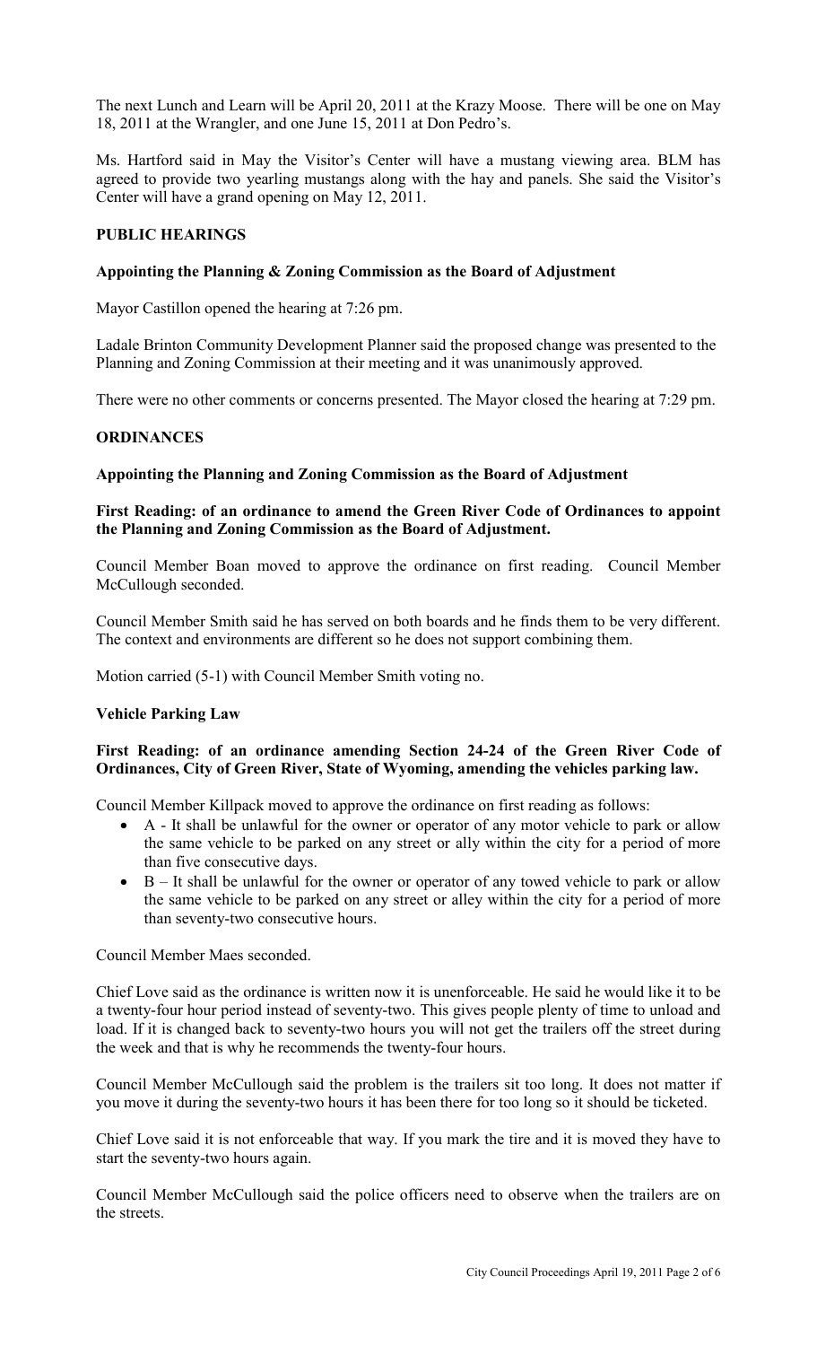The next Lunch and Learn will be April 20, 2011 at the Krazy Moose. There will be one on May 18, 2011 at the Wrangler, and one June 15, 2011 at Don Pedro's.

Ms. Hartford said in May the Visitor's Center will have a mustang viewing area. BLM has agreed to provide two yearling mustangs along with the hay and panels. She said the Visitor's Center will have a grand opening on May 12, 2011.

**PUBLIC HEARINGS**

**Appointing the Planning & Zoning Commission as the Board of Adjustment**

Mayor Castillon opened the hearing at 7:26 pm.

Ladale Brinton Community Development Planner said the proposed change was presented to the Planning and Zoning Commission at their meeting and it was unanimously approved.

There were no other comments or concerns presented. The Mayor closed the hearing at 7:29 pm.

**ORDINANCES**

**Appointing the Planning and Zoning Commission as the Board of Adjustment**

**First Reading: of an ordinance to amend the Green River Code of Ordinances to appoint the Planning and Zoning Commission as the Board of Adjustment.**

Council Member Boan moved to approve the ordinance on first reading. Council Member McCullough seconded.

Council Member Smith said he has served on both boards and he finds them to be very different. The context and environments are different so he does not support combining them.

Motion carried (5-1) with Council Member Smith voting no.

**Vehicle Parking Law**

**First Reading: of an ordinance amending Section 24-24 of the Green River Code of Ordinances, City of Green River, State of Wyoming, amending the vehicles parking law.**

Council Member Killpack moved to approve the ordinance on first reading as follows:

- A - It shall be unlawful for the owner or operator of any motor vehicle to park or allow the same vehicle to be parked on any street or ally within the city for a period of more than five consecutive days.
- B – It shall be unlawful for the owner or operator of any towed vehicle to park or allow the same vehicle to be parked on any street or alley within the city for a period of more than seventy-two consecutive hours.

Council Member Maes seconded.

Chief Love said as the ordinance is written now it is unenforceable. He said he would like it to be a twenty-four hour period instead of seventy-two. This gives people plenty of time to unload and load. If it is changed back to seventy-two hours you will not get the trailers off the street during the week and that is why he recommends the twenty-four hours.

Council Member McCullough said the problem is the trailers sit too long. It does not matter if you move it during the seventy-two hours it has been there for too long so it should be ticketed.

Chief Love said it is not enforceable that way. If you mark the tire and it is moved they have to start the seventy-two hours again.

Council Member McCullough said the police officers need to observe when the trailers are on the streets.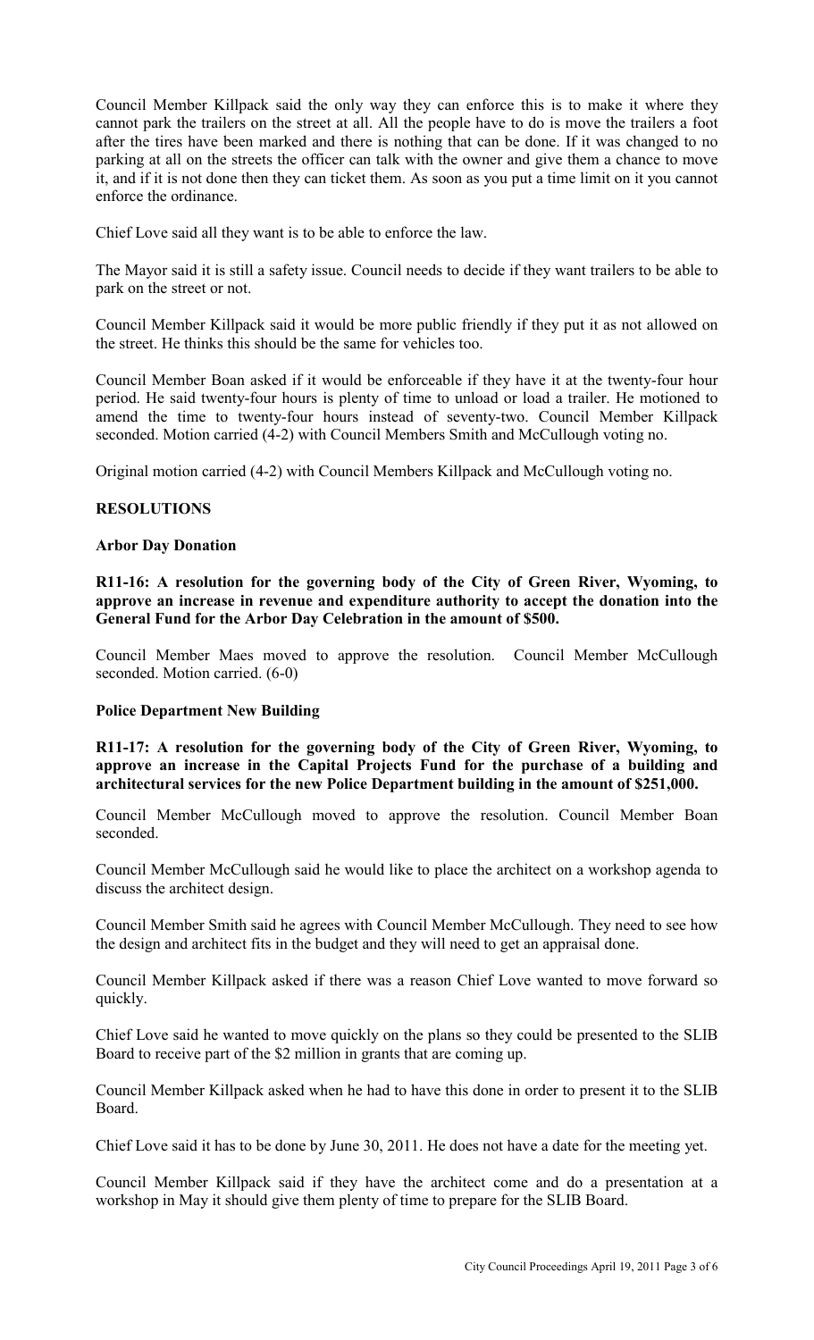Council Member Killpack said the only way they can enforce this is to make it where they cannot park the trailers on the street at all. All the people have to do is move the trailers a foot after the tires have been marked and there is nothing that can be done. If it was changed to no parking at all on the streets the officer can talk with the owner and give them a chance to move it, and if it is not done then they can ticket them. As soon as you put a time limit on it you cannot enforce the ordinance.

Chief Love said all they want is to be able to enforce the law.

The Mayor said it is still a safety issue. Council needs to decide if they want trailers to be able to park on the street or not.

Council Member Killpack said it would be more public friendly if they put it as not allowed on the street. He thinks this should be the same for vehicles too.

Council Member Boan asked if it would be enforceable if they have it at the twenty-four hour period. He said twenty-four hours is plenty of time to unload or load a trailer. He motioned to amend the time to twenty-four hours instead of seventy-two. Council Member Killpack seconded. Motion carried (4-2) with Council Members Smith and McCullough voting no.

Original motion carried (4-2) with Council Members Killpack and McCullough voting no.

## RESOLUTIONS

### Arbor Day Donation

**R11-16: A resolution for the governing body of the City of Green River, Wyoming, to approve an increase in revenue and expenditure authority to accept the donation into the General Fund for the Arbor Day Celebration in the amount of $500.**

Council Member Maes moved to approve the resolution. Council Member McCullough seconded. Motion carried. (6-0)

### Police Department New Building

**R11-17: A resolution for the governing body of the City of Green River, Wyoming, to approve an increase in the Capital Projects Fund for the purchase of a building and architectural services for the new Police Department building in the amount of $251,000.**

Council Member McCullough moved to approve the resolution. Council Member Boan seconded.

Council Member McCullough said he would like to place the architect on a workshop agenda to discuss the architect design.

Council Member Smith said he agrees with Council Member McCullough. They need to see how the design and architect fits in the budget and they will need to get an appraisal done.

Council Member Killpack asked if there was a reason Chief Love wanted to move forward so quickly.

Chief Love said he wanted to move quickly on the plans so they could be presented to the SLIB Board to receive part of the $2 million in grants that are coming up.

Council Member Killpack asked when he had to have this done in order to present it to the SLIB Board.

Chief Love said it has to be done by June 30, 2011. He does not have a date for the meeting yet.

Council Member Killpack said if they have the architect come and do a presentation at a workshop in May it should give them plenty of time to prepare for the SLIB Board.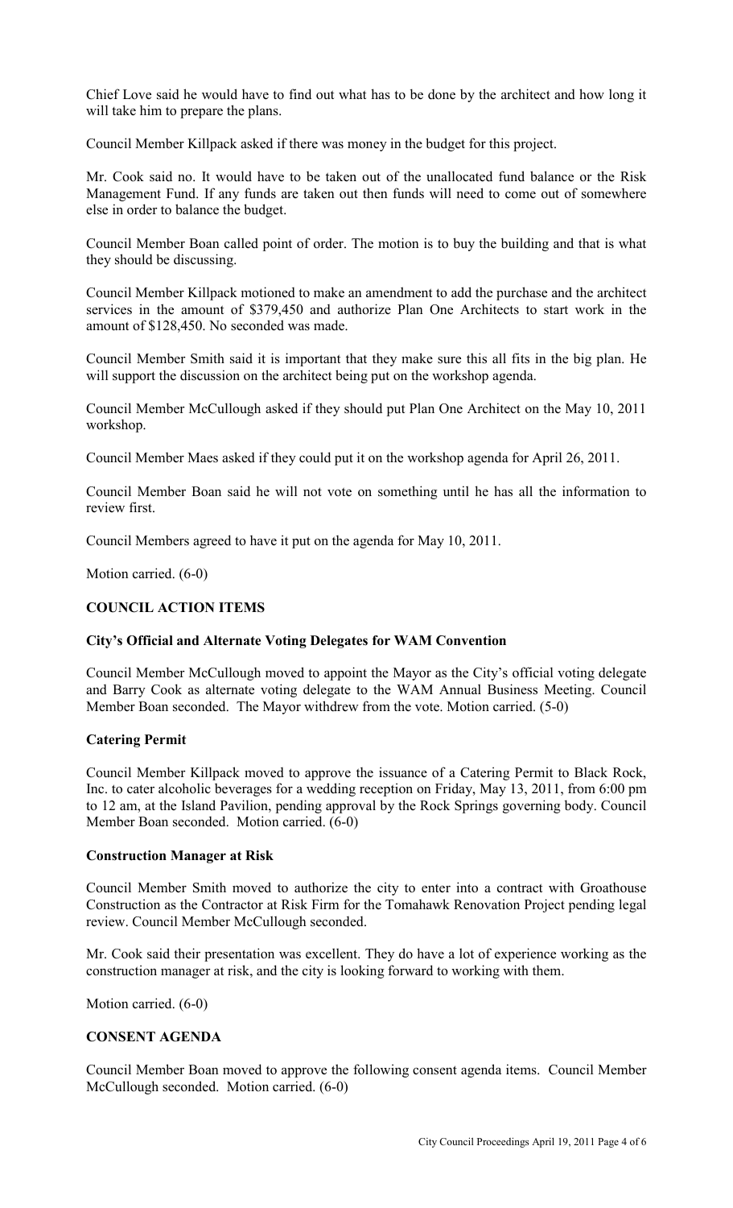Chief Love said he would have to find out what has to be done by the architect and how long it will take him to prepare the plans.

Council Member Killpack asked if there was money in the budget for this project.

Mr. Cook said no. It would have to be taken out of the unallocated fund balance or the Risk Management Fund. If any funds are taken out then funds will need to come out of somewhere else in order to balance the budget.

Council Member Boan called point of order. The motion is to buy the building and that is what they should be discussing.

Council Member Killpack motioned to make an amendment to add the purchase and the architect services in the amount of $379,450 and authorize Plan One Architects to start work in the amount of $128,450. No seconded was made.

Council Member Smith said it is important that they make sure this all fits in the big plan. He will support the discussion on the architect being put on the workshop agenda.

Council Member McCullough asked if they should put Plan One Architect on the May 10, 2011 workshop.

Council Member Maes asked if they could put it on the workshop agenda for April 26, 2011.

Council Member Boan said he will not vote on something until he has all the information to review first.

Council Members agreed to have it put on the agenda for May 10, 2011.

Motion carried. (6-0)

## COUNCIL ACTION ITEMS

### City's Official and Alternate Voting Delegates for WAM Convention

Council Member McCullough moved to appoint the Mayor as the City's official voting delegate and Barry Cook as alternate voting delegate to the WAM Annual Business Meeting. Council Member Boan seconded. The Mayor withdrew from the vote. Motion carried. (5-0)

### Catering Permit

Council Member Killpack moved to approve the issuance of a Catering Permit to Black Rock, Inc. to cater alcoholic beverages for a wedding reception on Friday, May 13, 2011, from 6:00 pm to 12 am, at the Island Pavilion, pending approval by the Rock Springs governing body. Council Member Boan seconded. Motion carried. (6-0)

### Construction Manager at Risk

Council Member Smith moved to authorize the city to enter into a contract with Groathouse Construction as the Contractor at Risk Firm for the Tomahawk Renovation Project pending legal review. Council Member McCullough seconded.

Mr. Cook said their presentation was excellent. They do have a lot of experience working as the construction manager at risk, and the city is looking forward to working with them.

Motion carried. (6-0)

## CONSENT AGENDA

Council Member Boan moved to approve the following consent agenda items. Council Member McCullough seconded. Motion carried. (6-0)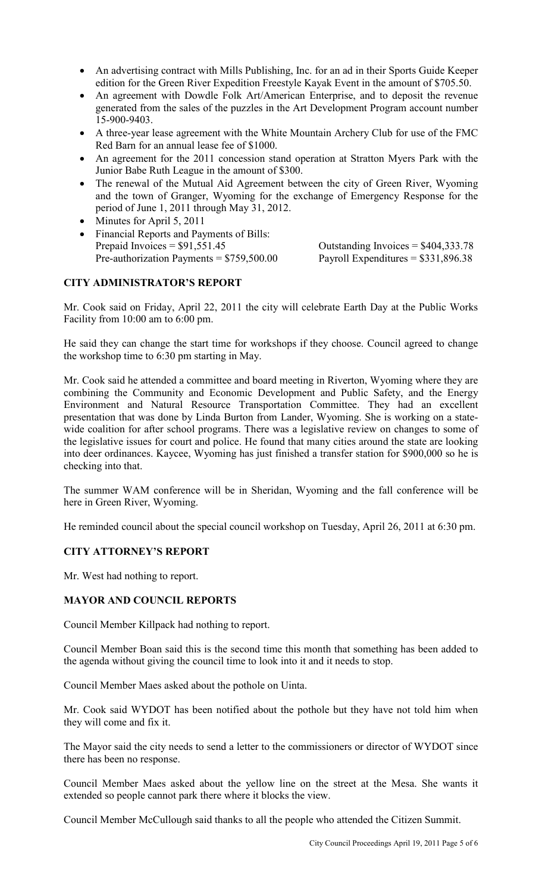- An advertising contract with Mills Publishing, Inc. for an ad in their Sports Guide Keeper edition for the Green River Expedition Freestyle Kayak Event in the amount of $705.50.
- An agreement with Dowdle Folk Art/American Enterprise, and to deposit the revenue generated from the sales of the puzzles in the Art Development Program account number 15-900-9403.
- A three-year lease agreement with the White Mountain Archery Club for use of the FMC Red Barn for an annual lease fee of $1000.
- An agreement for the 2011 concession stand operation at Stratton Myers Park with the Junior Babe Ruth League in the amount of $300.
- The renewal of the Mutual Aid Agreement between the city of Green River, Wyoming and the town of Granger, Wyoming for the exchange of Emergency Response for the period of June 1, 2011 through May 31, 2012.
- Minutes for April 5, 2011
- Financial Reports and Payments of Bills:
  Prepaid Invoices = $91,551.45 Outstanding Invoices = $404,333.78
  Pre-authorization Payments = $759,500.00 Payroll Expenditures = $331,896.38

**CITY ADMINISTRATOR'S REPORT**

Mr. Cook said on Friday, April 22, 2011 the city will celebrate Earth Day at the Public Works Facility from 10:00 am to 6:00 pm.

He said they can change the start time for workshops if they choose. Council agreed to change the workshop time to 6:30 pm starting in May.

Mr. Cook said he attended a committee and board meeting in Riverton, Wyoming where they are combining the Community and Economic Development and Public Safety, and the Energy Environment and Natural Resource Transportation Committee. They had an excellent presentation that was done by Linda Burton from Lander, Wyoming. She is working on a state-wide coalition for after school programs. There was a legislative review on changes to some of the legislative issues for court and police. He found that many cities around the state are looking into deer ordinances. Kaycee, Wyoming has just finished a transfer station for $900,000 so he is checking into that.

The summer WAM conference will be in Sheridan, Wyoming and the fall conference will be here in Green River, Wyoming.

He reminded council about the special council workshop on Tuesday, April 26, 2011 at 6:30 pm.

**CITY ATTORNEY'S REPORT**

Mr. West had nothing to report.

**MAYOR AND COUNCIL REPORTS**

Council Member Killpack had nothing to report.

Council Member Boan said this is the second time this month that something has been added to the agenda without giving the council time to look into it and it needs to stop.

Council Member Maes asked about the pothole on Uinta.

Mr. Cook said WYDOT has been notified about the pothole but they have not told him when they will come and fix it.

The Mayor said the city needs to send a letter to the commissioners or director of WYDOT since there has been no response.

Council Member Maes asked about the yellow line on the street at the Mesa. She wants it extended so people cannot park there where it blocks the view.

Council Member McCullough said thanks to all the people who attended the Citizen Summit.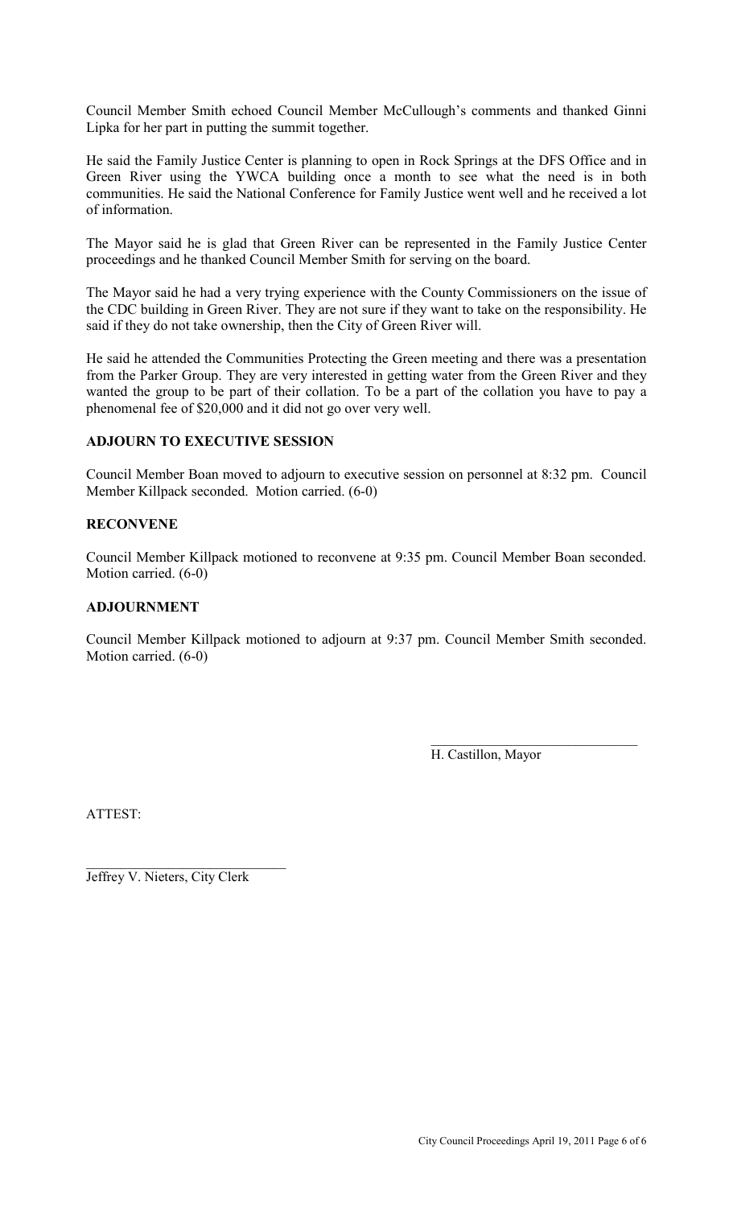Council Member Smith echoed Council Member McCullough's comments and thanked Ginni Lipka for her part in putting the summit together.

He said the Family Justice Center is planning to open in Rock Springs at the DFS Office and in Green River using the YWCA building once a month to see what the need is in both communities. He said the National Conference for Family Justice went well and he received a lot of information.

The Mayor said he is glad that Green River can be represented in the Family Justice Center proceedings and he thanked Council Member Smith for serving on the board.

The Mayor said he had a very trying experience with the County Commissioners on the issue of the CDC building in Green River. They are not sure if they want to take on the responsibility. He said if they do not take ownership, then the City of Green River will.

He said he attended the Communities Protecting the Green meeting and there was a presentation from the Parker Group. They are very interested in getting water from the Green River and they wanted the group to be part of their collation. To be a part of the collation you have to pay a phenomenal fee of $20,000 and it did not go over very well.

**ADJOURN TO EXECUTIVE SESSION**

Council Member Boan moved to adjourn to executive session on personnel at 8:32 pm. Council Member Killpack seconded. Motion carried. (6-0)

**RECONVENE**

Council Member Killpack motioned to reconvene at 9:35 pm. Council Member Boan seconded. Motion carried. (6-0)

**ADJOURNMENT**

Council Member Killpack motioned to adjourn at 9:37 pm. Council Member Smith seconded. Motion carried. (6-0)

\_\_\_\_\_\_\_\_\_\_\_\_\_\_\_\_\_\_\_\_\_\_\_\_\_\_\_\_\_\_

H. Castillon, Mayor

ATTEST:

\_\_\_\_\_\_\_\_\_\_\_\_\_\_\_\_\_\_\_\_\_\_\_\_\_\_\_\_\_\_

Jeffrey V. Nieters, City Clerk